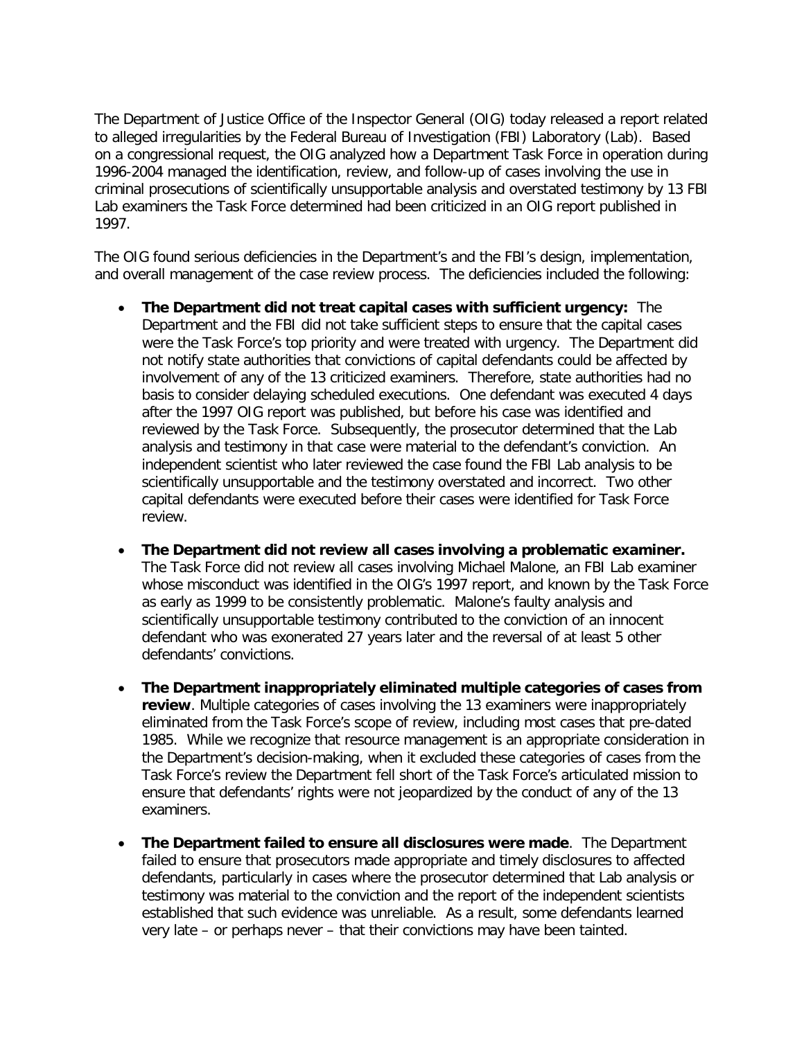The Department of Justice Office of the Inspector General (OIG) today released a report related to alleged irregularities by the Federal Bureau of Investigation (FBI) Laboratory (Lab). Based on a congressional request, the OIG analyzed how a Department Task Force in operation during 1996-2004 managed the identification, review, and follow-up of cases involving the use in criminal prosecutions of scientifically unsupportable analysis and overstated testimony by 13 FBI Lab examiners the Task Force determined had been criticized in an OIG report published in 1997.

The OIG found serious deficiencies in the Department's and the FBI's design, implementation, and overall management of the case review process. The deficiencies included the following:

- **The Department did not treat capital cases with sufficient urgency:** The Department and the FBI did not take sufficient steps to ensure that the capital cases were the Task Force's top priority and were treated with urgency. The Department did not notify state authorities that convictions of capital defendants could be affected by involvement of any of the 13 criticized examiners. Therefore, state authorities had no basis to consider delaying scheduled executions. One defendant was executed 4 days after the 1997 OIG report was published, but before his case was identified and reviewed by the Task Force. Subsequently, the prosecutor determined that the Lab analysis and testimony in that case were material to the defendant's conviction. An independent scientist who later reviewed the case found the FBI Lab analysis to be scientifically unsupportable and the testimony overstated and incorrect. Two other capital defendants were executed before their cases were identified for Task Force review.
- **The Department did not review all cases involving a problematic examiner.** The Task Force did not review all cases involving Michael Malone, an FBI Lab examiner whose misconduct was identified in the OIG's 1997 report, and known by the Task Force as early as 1999 to be consistently problematic. Malone's faulty analysis and scientifically unsupportable testimony contributed to the conviction of an innocent defendant who was exonerated 27 years later and the reversal of at least 5 other defendants' convictions.
- **The Department inappropriately eliminated multiple categories of cases from review**. Multiple categories of cases involving the 13 examiners were inappropriately eliminated from the Task Force's scope of review, including most cases that pre-dated 1985. While we recognize that resource management is an appropriate consideration in the Department's decision-making, when it excluded these categories of cases from the Task Force's review the Department fell short of the Task Force's articulated mission to ensure that defendants' rights were not jeopardized by the conduct of any of the 13 examiners.
- **The Department failed to ensure all disclosures were made**. The Department failed to ensure that prosecutors made appropriate and timely disclosures to affected defendants, particularly in cases where the prosecutor determined that Lab analysis or testimony was material to the conviction and the report of the independent scientists established that such evidence was unreliable. As a result, some defendants learned very late – or perhaps never – that their convictions may have been tainted.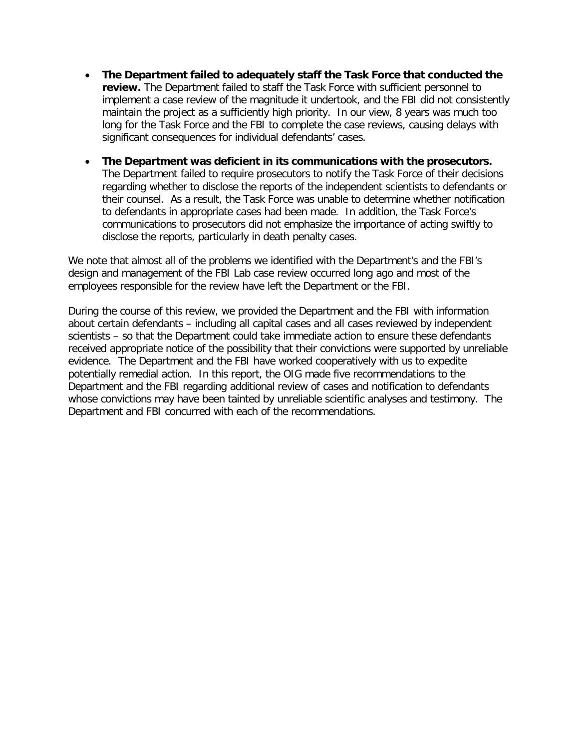- **The Department failed to adequately staff the Task Force that conducted the review.** The Department failed to staff the Task Force with sufficient personnel to implement a case review of the magnitude it undertook, and the FBI did not consistently maintain the project as a sufficiently high priority. In our view, 8 years was much too long for the Task Force and the FBI to complete the case reviews, causing delays with significant consequences for individual defendants' cases.

- **The Department was deficient in its communications with the prosecutors.** The Department failed to require prosecutors to notify the Task Force of their decisions regarding whether to disclose the reports of the independent scientists to defendants or their counsel. As a result, the Task Force was unable to determine whether notification to defendants in appropriate cases had been made. In addition, the Task Force's communications to prosecutors did not emphasize the importance of acting swiftly to disclose the reports, particularly in death penalty cases.

We note that almost all of the problems we identified with the Department's and the FBI's design and management of the FBI Lab case review occurred long ago and most of the employees responsible for the review have left the Department or the FBI.

During the course of this review, we provided the Department and the FBI with information about certain defendants – including all capital cases and all cases reviewed by independent scientists – so that the Department could take immediate action to ensure these defendants received appropriate notice of the possibility that their convictions were supported by unreliable evidence. The Department and the FBI have worked cooperatively with us to expedite potentially remedial action. In this report, the OIG made five recommendations to the Department and the FBI regarding additional review of cases and notification to defendants whose convictions may have been tainted by unreliable scientific analyses and testimony. The Department and FBI concurred with each of the recommendations.